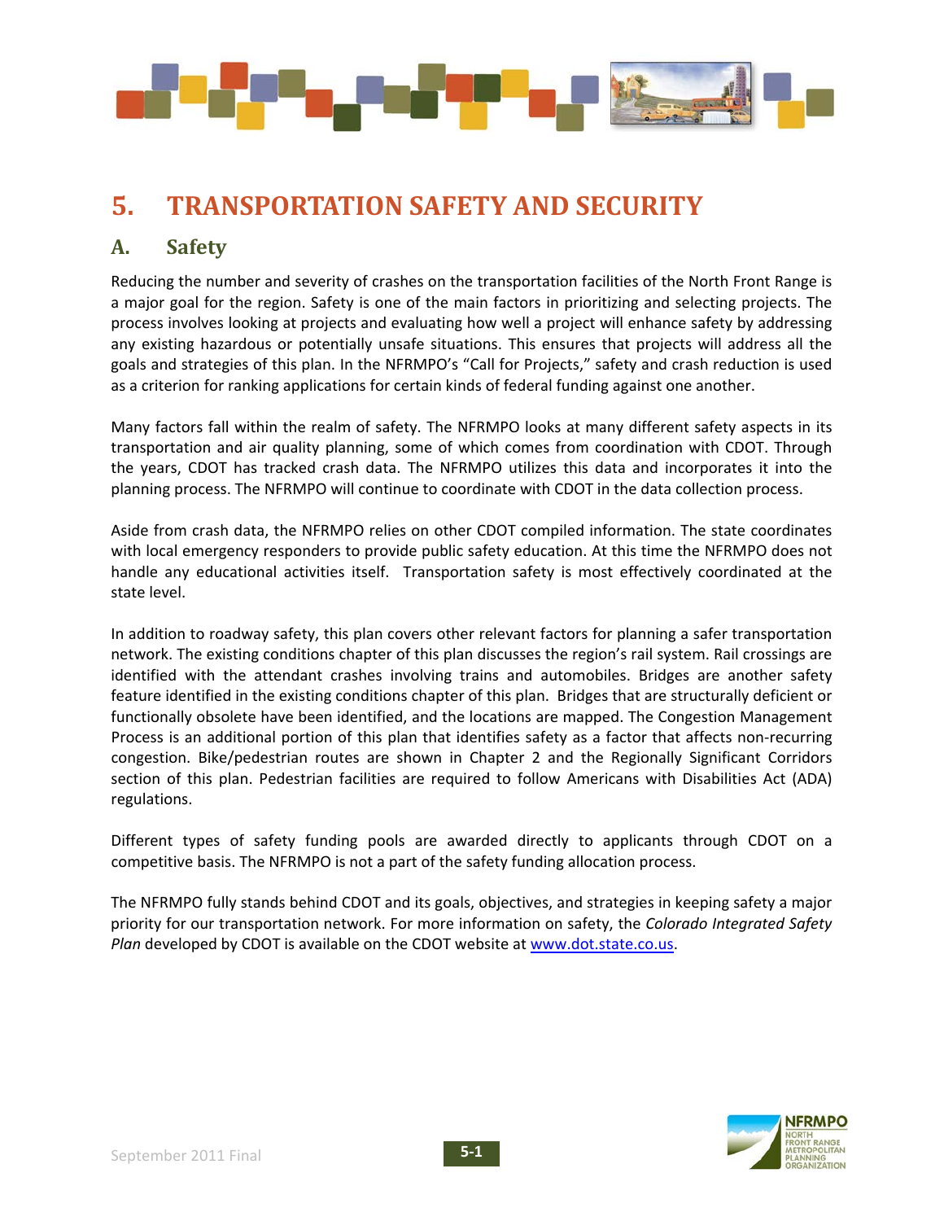# 5. TRANSPORTATION SAFETY AND SECURITY

## A. Safety

Reducing the number and severity of crashes on the transportation facilities of the North Front Range is a major goal for the region. Safety is one of the main factors in prioritizing and selecting projects. The process involves looking at projects and evaluating how well a project will enhance safety by addressing any existing hazardous or potentially unsafe situations. This ensures that projects will address all the goals and strategies of this plan. In the NFRMPO's "Call for Projects," safety and crash reduction is used as a criterion for ranking applications for certain kinds of federal funding against one another.

Many factors fall within the realm of safety. The NFRMPO looks at many different safety aspects in its transportation and air quality planning, some of which comes from coordination with CDOT. Through the years, CDOT has tracked crash data. The NFRMPO utilizes this data and incorporates it into the planning process. The NFRMPO will continue to coordinate with CDOT in the data collection process.

Aside from crash data, the NFRMPO relies on other CDOT compiled information. The state coordinates with local emergency responders to provide public safety education. At this time the NFRMPO does not handle any educational activities itself. Transportation safety is most effectively coordinated at the state level.

In addition to roadway safety, this plan covers other relevant factors for planning a safer transportation network. The existing conditions chapter of this plan discusses the region's rail system. Rail crossings are identified with the attendant crashes involving trains and automobiles. Bridges are another safety feature identified in the existing conditions chapter of this plan. Bridges that are structurally deficient or functionally obsolete have been identified, and the locations are mapped. The Congestion Management Process is an additional portion of this plan that identifies safety as a factor that affects non-recurring congestion. Bike/pedestrian routes are shown in Chapter 2 and the Regionally Significant Corridors section of this plan. Pedestrian facilities are required to follow Americans with Disabilities Act (ADA) regulations.

Different types of safety funding pools are awarded directly to applicants through CDOT on a competitive basis. The NFRMPO is not a part of the safety funding allocation process.

The NFRMPO fully stands behind CDOT and its goals, objectives, and strategies in keeping safety a major priority for our transportation network. For more information on safety, the *Colorado Integrated Safety Plan* developed by CDOT is available on the CDOT website at www.dot.state.co.us.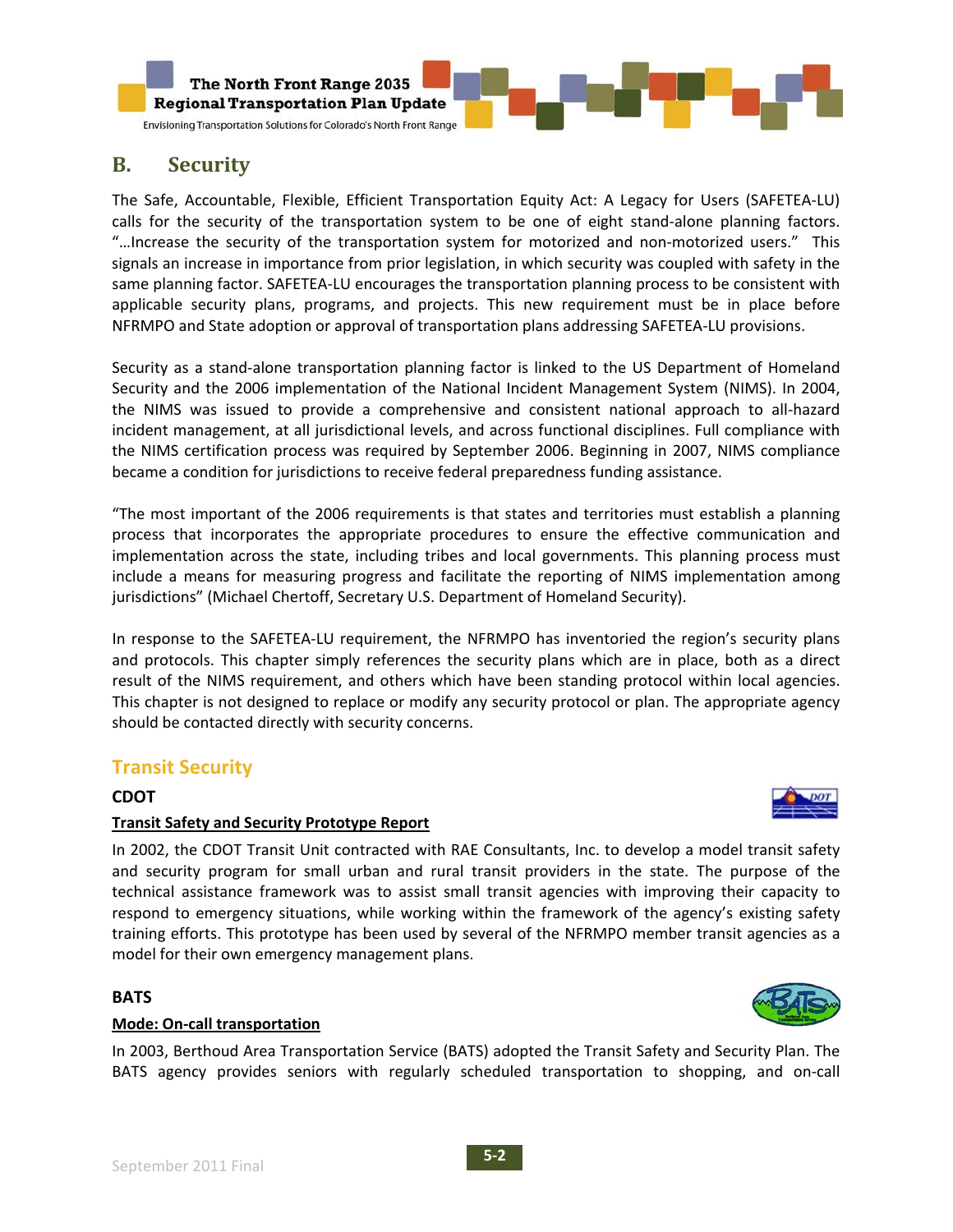## B. Security

The Safe, Accountable, Flexible, Efficient Transportation Equity Act: A Legacy for Users (SAFETEA-LU) calls for the security of the transportation system to be one of eight stand-alone planning factors. "…Increase the security of the transportation system for motorized and non-motorized users." This signals an increase in importance from prior legislation, in which security was coupled with safety in the same planning factor. SAFETEA-LU encourages the transportation planning process to be consistent with applicable security plans, programs, and projects. This new requirement must be in place before NFRMPO and State adoption or approval of transportation plans addressing SAFETEA-LU provisions.

Security as a stand-alone transportation planning factor is linked to the US Department of Homeland Security and the 2006 implementation of the National Incident Management System (NIMS). In 2004, the NIMS was issued to provide a comprehensive and consistent national approach to all-hazard incident management, at all jurisdictional levels, and across functional disciplines. Full compliance with the NIMS certification process was required by September 2006. Beginning in 2007, NIMS compliance became a condition for jurisdictions to receive federal preparedness funding assistance.

"The most important of the 2006 requirements is that states and territories must establish a planning process that incorporates the appropriate procedures to ensure the effective communication and implementation across the state, including tribes and local governments. This planning process must include a means for measuring progress and facilitate the reporting of NIMS implementation among jurisdictions" (Michael Chertoff, Secretary U.S. Department of Homeland Security).

In response to the SAFETEA-LU requirement, the NFRMPO has inventoried the region's security plans and protocols. This chapter simply references the security plans which are in place, both as a direct result of the NIMS requirement, and others which have been standing protocol within local agencies. This chapter is not designed to replace or modify any security protocol or plan. The appropriate agency should be contacted directly with security concerns.

### Transit Security

#### CDOT

**Transit Safety and Security Prototype Report**

In 2002, the CDOT Transit Unit contracted with RAE Consultants, Inc. to develop a model transit safety and security program for small urban and rural transit providers in the state. The purpose of the technical assistance framework was to assist small transit agencies with improving their capacity to respond to emergency situations, while working within the framework of the agency's existing safety training efforts. This prototype has been used by several of the NFRMPO member transit agencies as a model for their own emergency management plans.

#### BATS

**Mode: On-call transportation**

In 2003, Berthoud Area Transportation Service (BATS) adopted the Transit Safety and Security Plan. The BATS agency provides seniors with regularly scheduled transportation to shopping, and on-call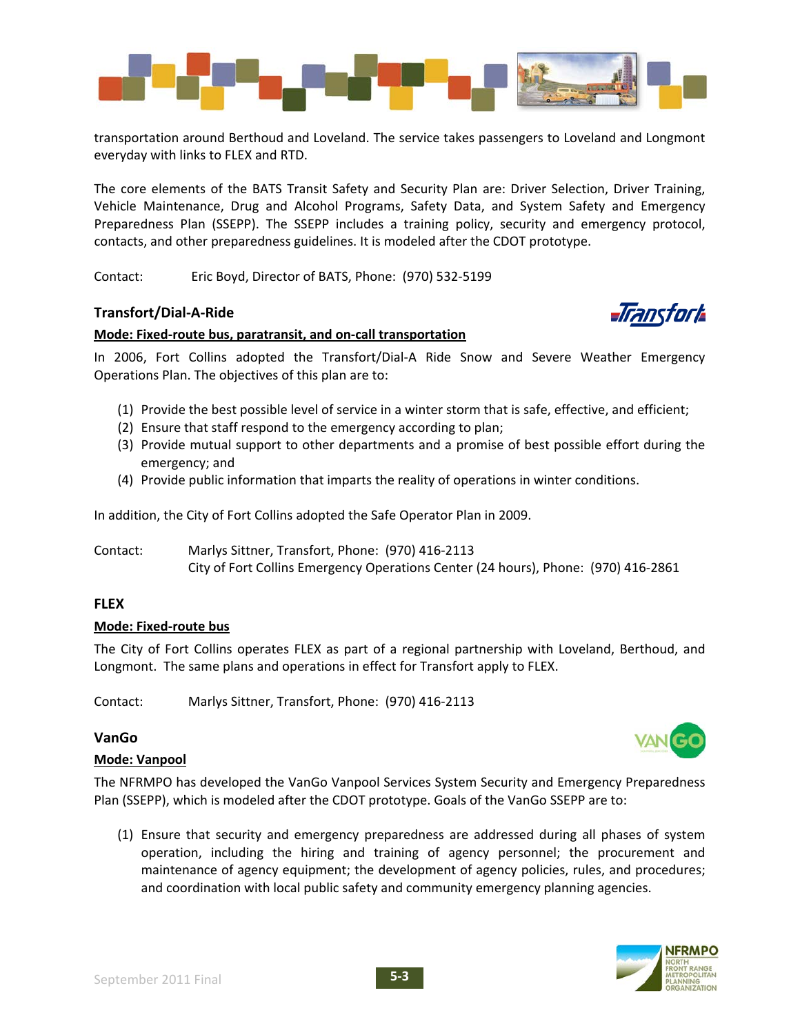transportation around Berthoud and Loveland. The service takes passengers to Loveland and Longmont everyday with links to FLEX and RTD.

The core elements of the BATS Transit Safety and Security Plan are: Driver Selection, Driver Training, Vehicle Maintenance, Drug and Alcohol Programs, Safety Data, and System Safety and Emergency Preparedness Plan (SSEPP). The SSEPP includes a training policy, security and emergency protocol, contacts, and other preparedness guidelines. It is modeled after the CDOT prototype.

Contact: Eric Boyd, Director of BATS, Phone: (970) 532-5199

### Transfort/Dial-A-Ride

**Mode: Fixed-route bus, paratransit, and on-call transportation**

In 2006, Fort Collins adopted the Transfort/Dial-A Ride Snow and Severe Weather Emergency Operations Plan. The objectives of this plan are to:

(1) Provide the best possible level of service in a winter storm that is safe, effective, and efficient;
(2) Ensure that staff respond to the emergency according to plan;
(3) Provide mutual support to other departments and a promise of best possible effort during the emergency; and
(4) Provide public information that imparts the reality of operations in winter conditions.

In addition, the City of Fort Collins adopted the Safe Operator Plan in 2009.

Contact: Marlys Sittner, Transfort, Phone: (970) 416-2113
City of Fort Collins Emergency Operations Center (24 hours), Phone: (970) 416-2861

### FLEX

**Mode: Fixed-route bus**

The City of Fort Collins operates FLEX as part of a regional partnership with Loveland, Berthoud, and Longmont. The same plans and operations in effect for Transfort apply to FLEX.

Contact: Marlys Sittner, Transfort, Phone: (970) 416-2113

### VanGo

**Mode: Vanpool**

The NFRMPO has developed the VanGo Vanpool Services System Security and Emergency Preparedness Plan (SSEPP), which is modeled after the CDOT prototype. Goals of the VanGo SSEPP are to:

(1) Ensure that security and emergency preparedness are addressed during all phases of system operation, including the hiring and training of agency personnel; the procurement and maintenance of agency equipment; the development of agency policies, rules, and procedures; and coordination with local public safety and community emergency planning agencies.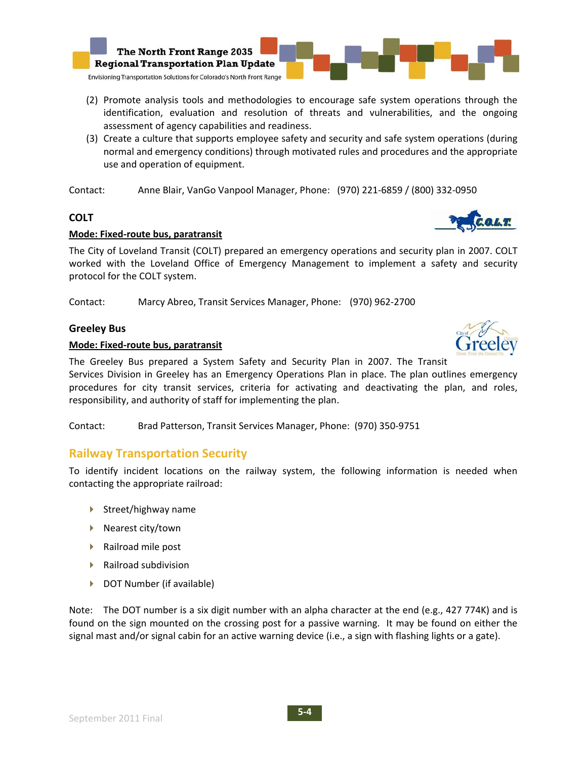(2) Promote analysis tools and methodologies to encourage safe system operations through the identification, evaluation and resolution of threats and vulnerabilities, and the ongoing assessment of agency capabilities and readiness.

(3) Create a culture that supports employee safety and security and safe system operations (during normal and emergency conditions) through motivated rules and procedures and the appropriate use and operation of equipment.

Contact: Anne Blair, VanGo Vanpool Manager, Phone: (970) 221-6859 / (800) 332-0950

### COLT

**Mode: Fixed-route bus, paratransit**

The City of Loveland Transit (COLT) prepared an emergency operations and security plan in 2007. COLT worked with the Loveland Office of Emergency Management to implement a safety and security protocol for the COLT system.

Contact: Marcy Abreo, Transit Services Manager, Phone: (970) 962-2700

### Greeley Bus

**Mode: Fixed-route bus, paratransit**

The Greeley Bus prepared a System Safety and Security Plan in 2007. The Transit Services Division in Greeley has an Emergency Operations Plan in place. The plan outlines emergency procedures for city transit services, criteria for activating and deactivating the plan, and roles, responsibility, and authority of staff for implementing the plan.

Contact: Brad Patterson, Transit Services Manager, Phone: (970) 350-9751

## Railway Transportation Security

To identify incident locations on the railway system, the following information is needed when contacting the appropriate railroad:

- Street/highway name
- Nearest city/town
- Railroad mile post
- Railroad subdivision
- DOT Number (if available)

Note: The DOT number is a six digit number with an alpha character at the end (e.g., 427 774K) and is found on the sign mounted on the crossing post for a passive warning. It may be found on either the signal mast and/or signal cabin for an active warning device (i.e., a sign with flashing lights or a gate).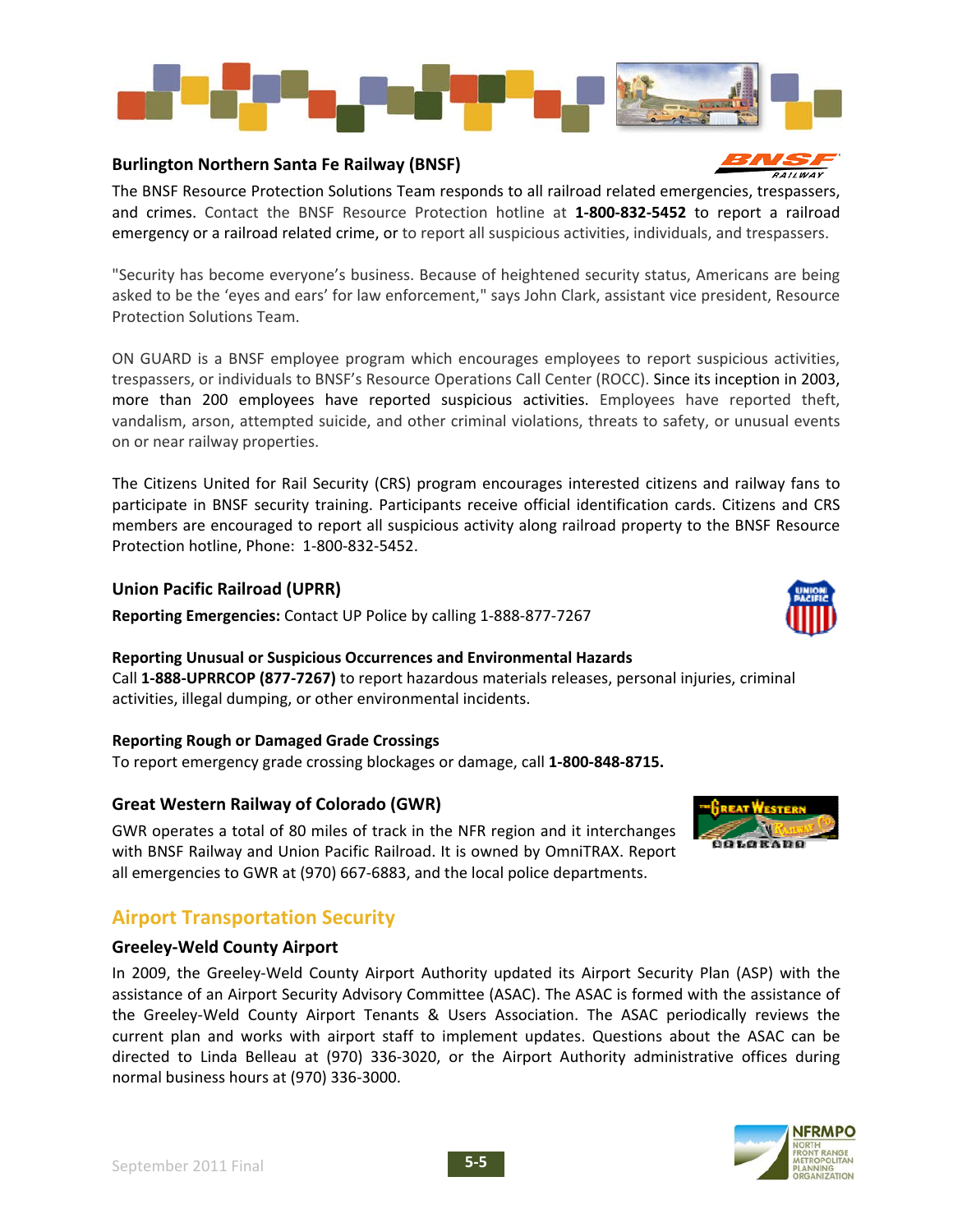### Burlington Northern Santa Fe Railway (BNSF)

The BNSF Resource Protection Solutions Team responds to all railroad related emergencies, trespassers, and crimes. Contact the BNSF Resource Protection hotline at **1-800-832-5452** to report a railroad emergency or a railroad related crime, or to report all suspicious activities, individuals, and trespassers.

"Security has become everyone's business. Because of heightened security status, Americans are being asked to be the 'eyes and ears' for law enforcement," says John Clark, assistant vice president, Resource Protection Solutions Team.

ON GUARD is a BNSF employee program which encourages employees to report suspicious activities, trespassers, or individuals to BNSF's Resource Operations Call Center (ROCC). Since its inception in 2003, more than 200 employees have reported suspicious activities. Employees have reported theft, vandalism, arson, attempted suicide, and other criminal violations, threats to safety, or unusual events on or near railway properties.

The Citizens United for Rail Security (CRS) program encourages interested citizens and railway fans to participate in BNSF security training. Participants receive official identification cards. Citizens and CRS members are encouraged to report all suspicious activity along railroad property to the BNSF Resource Protection hotline, Phone: 1-800-832-5452.

### Union Pacific Railroad (UPRR)

**Reporting Emergencies:** Contact UP Police by calling 1-888-877-7267

**Reporting Unusual or Suspicious Occurrences and Environmental Hazards**
Call **1-888-UPRRCOP (877-7267)** to report hazardous materials releases, personal injuries, criminal activities, illegal dumping, or other environmental incidents.

**Reporting Rough or Damaged Grade Crossings**
To report emergency grade crossing blockages or damage, call **1-800-848-8715.**

### Great Western Railway of Colorado (GWR)

GWR operates a total of 80 miles of track in the NFR region and it interchanges with BNSF Railway and Union Pacific Railroad. It is owned by OmniTRAX. Report all emergencies to GWR at (970) 667-6883, and the local police departments.

## Airport Transportation Security

### Greeley-Weld County Airport

In 2009, the Greeley-Weld County Airport Authority updated its Airport Security Plan (ASP) with the assistance of an Airport Security Advisory Committee (ASAC). The ASAC is formed with the assistance of the Greeley-Weld County Airport Tenants & Users Association. The ASAC periodically reviews the current plan and works with airport staff to implement updates. Questions about the ASAC can be directed to Linda Belleau at (970) 336-3020, or the Airport Authority administrative offices during normal business hours at (970) 336-3000.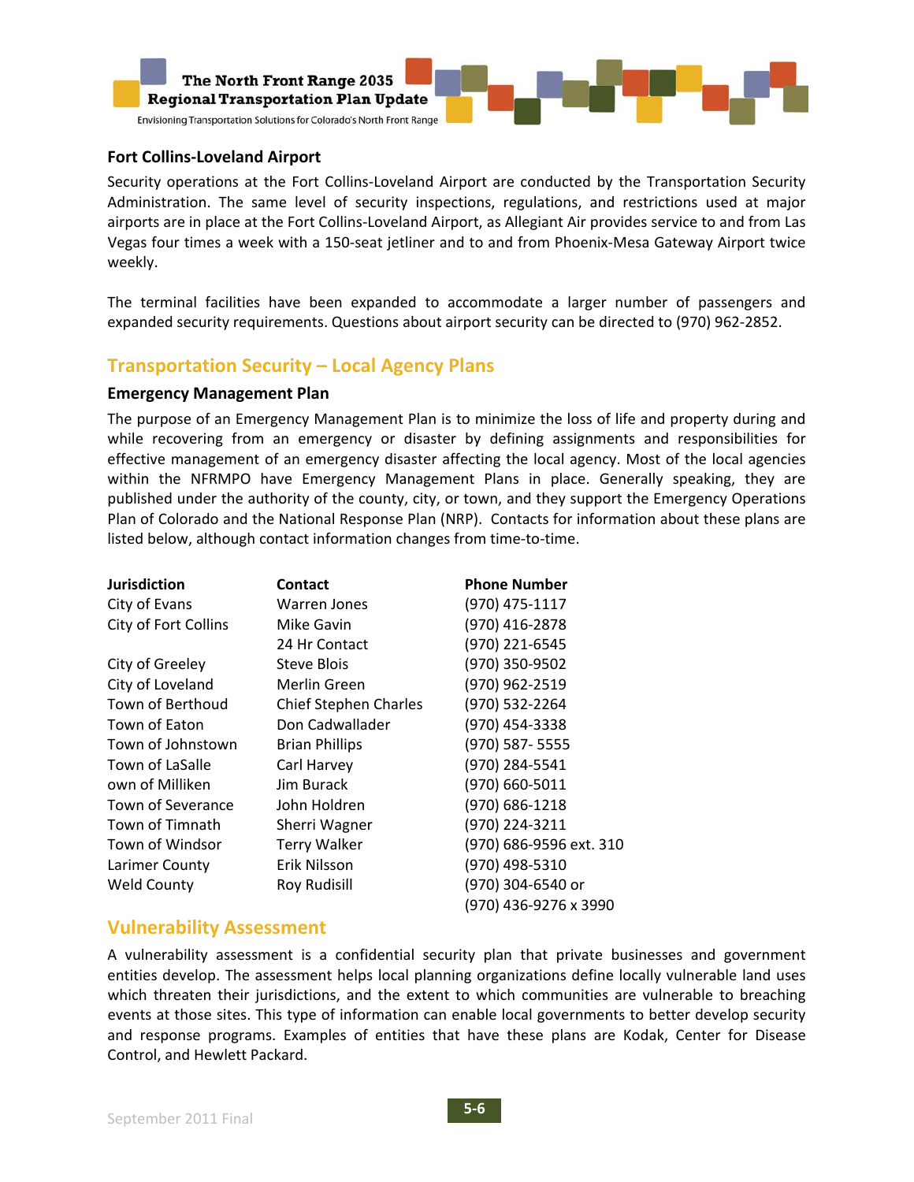### Fort Collins-Loveland Airport

Security operations at the Fort Collins-Loveland Airport are conducted by the Transportation Security Administration. The same level of security inspections, regulations, and restrictions used at major airports are in place at the Fort Collins-Loveland Airport, as Allegiant Air provides service to and from Las Vegas four times a week with a 150-seat jetliner and to and from Phoenix-Mesa Gateway Airport twice weekly.

The terminal facilities have been expanded to accommodate a larger number of passengers and expanded security requirements. Questions about airport security can be directed to (970) 962-2852.

## Transportation Security – Local Agency Plans

### Emergency Management Plan

The purpose of an Emergency Management Plan is to minimize the loss of life and property during and while recovering from an emergency or disaster by defining assignments and responsibilities for effective management of an emergency disaster affecting the local agency. Most of the local agencies within the NFRMPO have Emergency Management Plans in place. Generally speaking, they are published under the authority of the county, city, or town, and they support the Emergency Operations Plan of Colorado and the National Response Plan (NRP). Contacts for information about these plans are listed below, although contact information changes from time-to-time.

| Jurisdiction | Contact | Phone Number |
|---|---|---|
| City of Evans | Warren Jones | (970) 475-1117 |
| City of Fort Collins | Mike Gavin | (970) 416-2878 |
| | 24 Hr Contact | (970) 221-6545 |
| City of Greeley | Steve Blois | (970) 350-9502 |
| City of Loveland | Merlin Green | (970) 962-2519 |
| Town of Berthoud | Chief Stephen Charles | (970) 532-2264 |
| Town of Eaton | Don Cadwallader | (970) 454-3338 |
| Town of Johnstown | Brian Phillips | (970) 587- 5555 |
| Town of LaSalle | Carl Harvey | (970) 284-5541 |
| own of Milliken | Jim Burack | (970) 660-5011 |
| Town of Severance | John Holdren | (970) 686-1218 |
| Town of Timnath | Sherri Wagner | (970) 224-3211 |
| Town of Windsor | Terry Walker | (970) 686-9596 ext. 310 |
| Larimer County | Erik Nilsson | (970) 498-5310 |
| Weld County | Roy Rudisill | (970) 304-6540 or (970) 436-9276 x 3990 |

## Vulnerability Assessment

A vulnerability assessment is a confidential security plan that private businesses and government entities develop. The assessment helps local planning organizations define locally vulnerable land uses which threaten their jurisdictions, and the extent to which communities are vulnerable to breaching events at those sites. This type of information can enable local governments to better develop security and response programs. Examples of entities that have these plans are Kodak, Center for Disease Control, and Hewlett Packard.